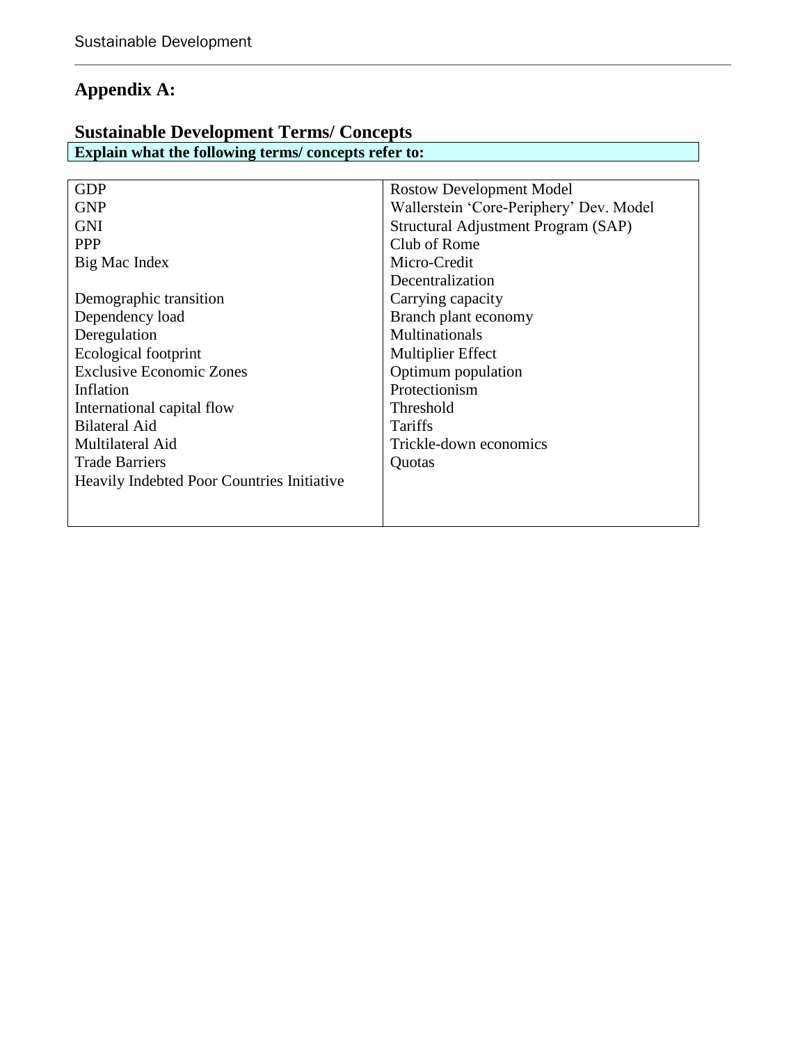## Appendix A:

## Sustainable Development Terms/ Concepts

**Explain what the following terms/ concepts refer to:**

| | |
|---|---|
| GDP<br>GNP<br>GNI<br>PPP<br>Big Mac Index<br><br>Demographic transition<br>Dependency load<br>Deregulation<br>Ecological footprint<br>Exclusive Economic Zones<br>Inflation<br>International capital flow<br>Bilateral Aid<br>Multilateral Aid<br>Trade Barriers<br>Heavily Indebted Poor Countries Initiative | Rostow Development Model<br>Wallerstein 'Core-Periphery' Dev. Model<br>Structural Adjustment Program (SAP)<br>Club of Rome<br>Micro-Credit<br>Decentralization<br>Carrying capacity<br>Branch plant economy<br>Multinationals<br>Multiplier Effect<br>Optimum population<br>Protectionism<br>Threshold<br>Tariffs<br>Trickle-down economics<br>Quotas |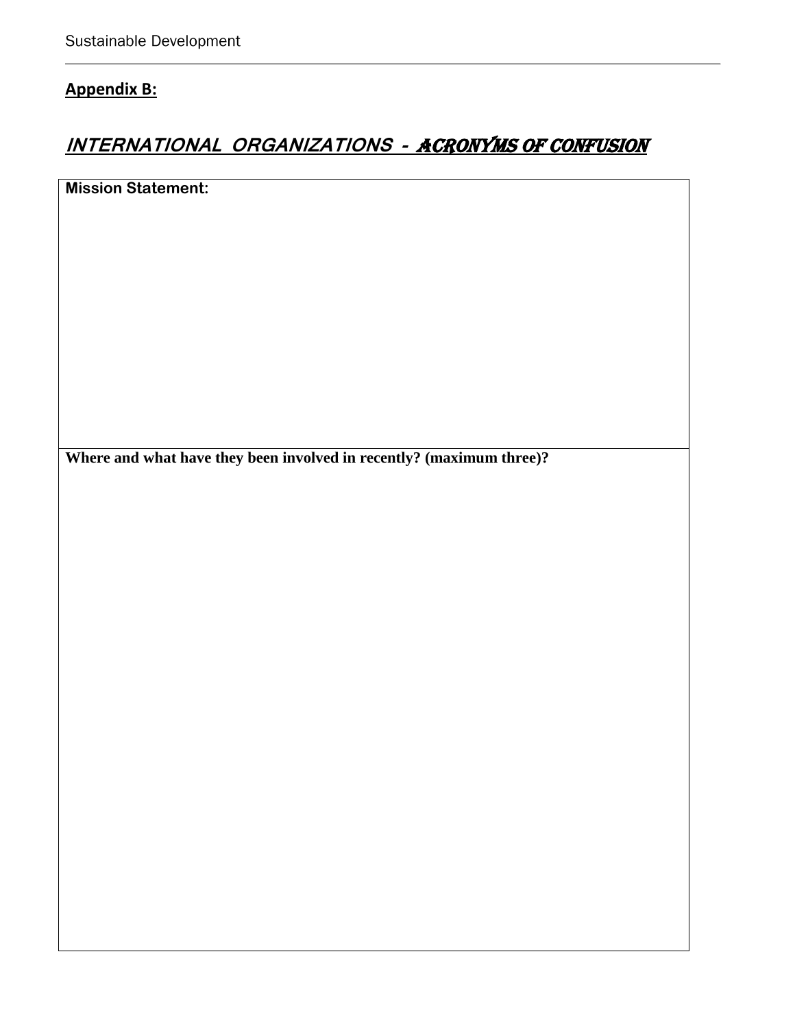**Appendix B:**

## INTERNATIONAL ORGANIZATIONS - ACRONYMS OF CONFUSION

| **Mission Statement:** |
| --- |
| **Where and what have they been involved in recently? (maximum three)?** |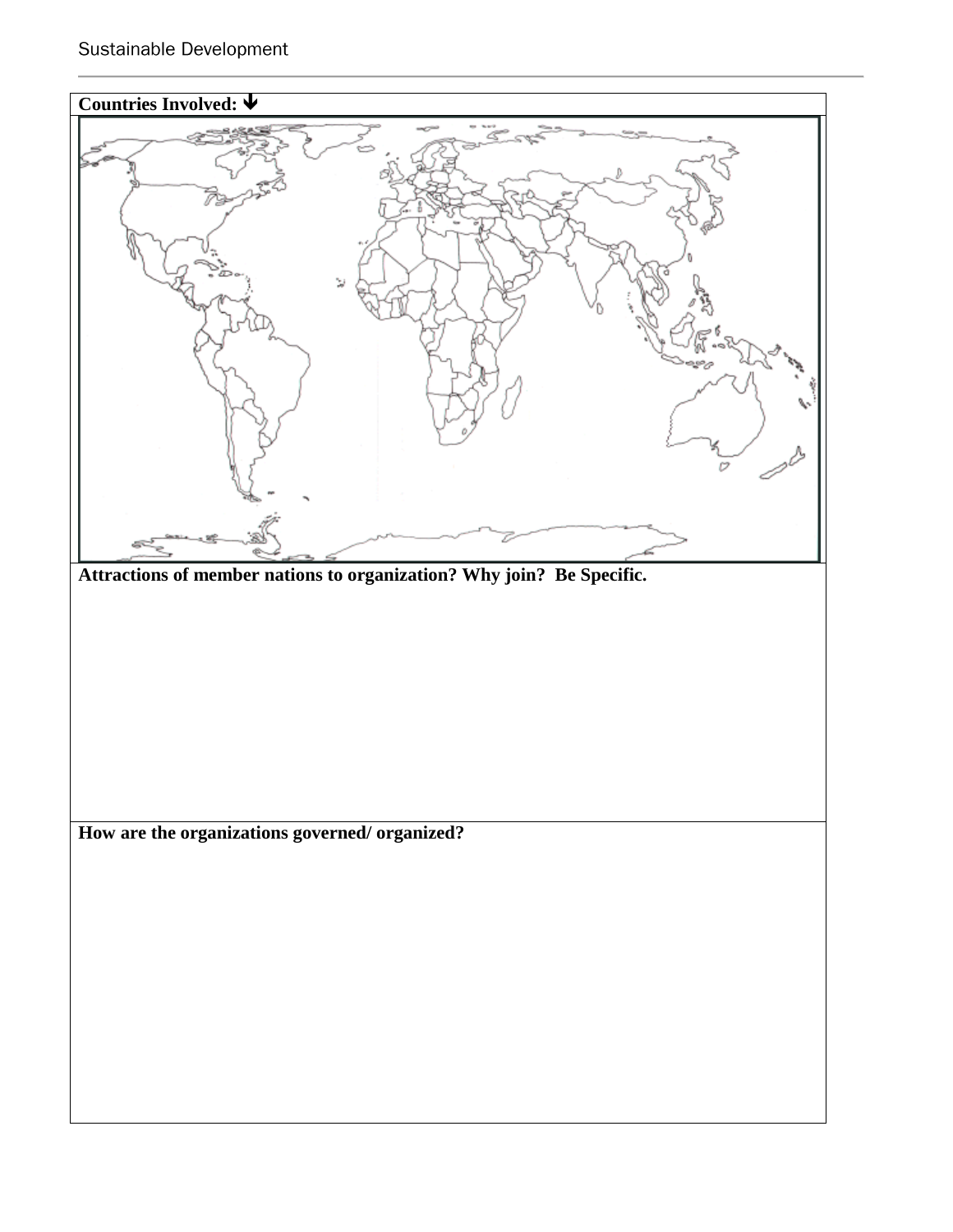**Countries Involved:** ➔

**Attractions of member nations to organization? Why join? Be Specific.**

**How are the organizations governed/ organized?**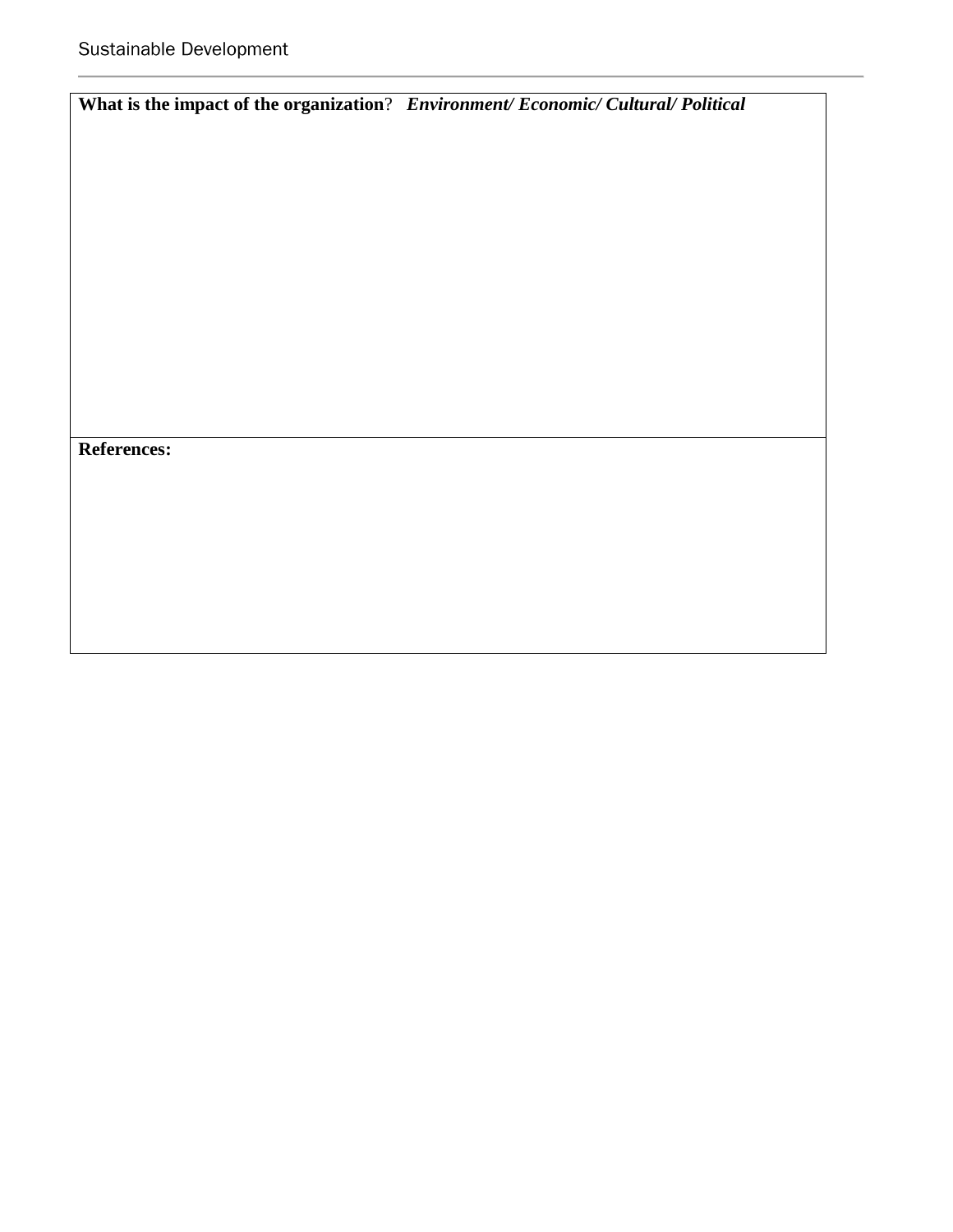| **What is the impact of the organization**? ***Environment/ Economic/ Cultural/ Political*** |
| --- |
| |
| **References:** |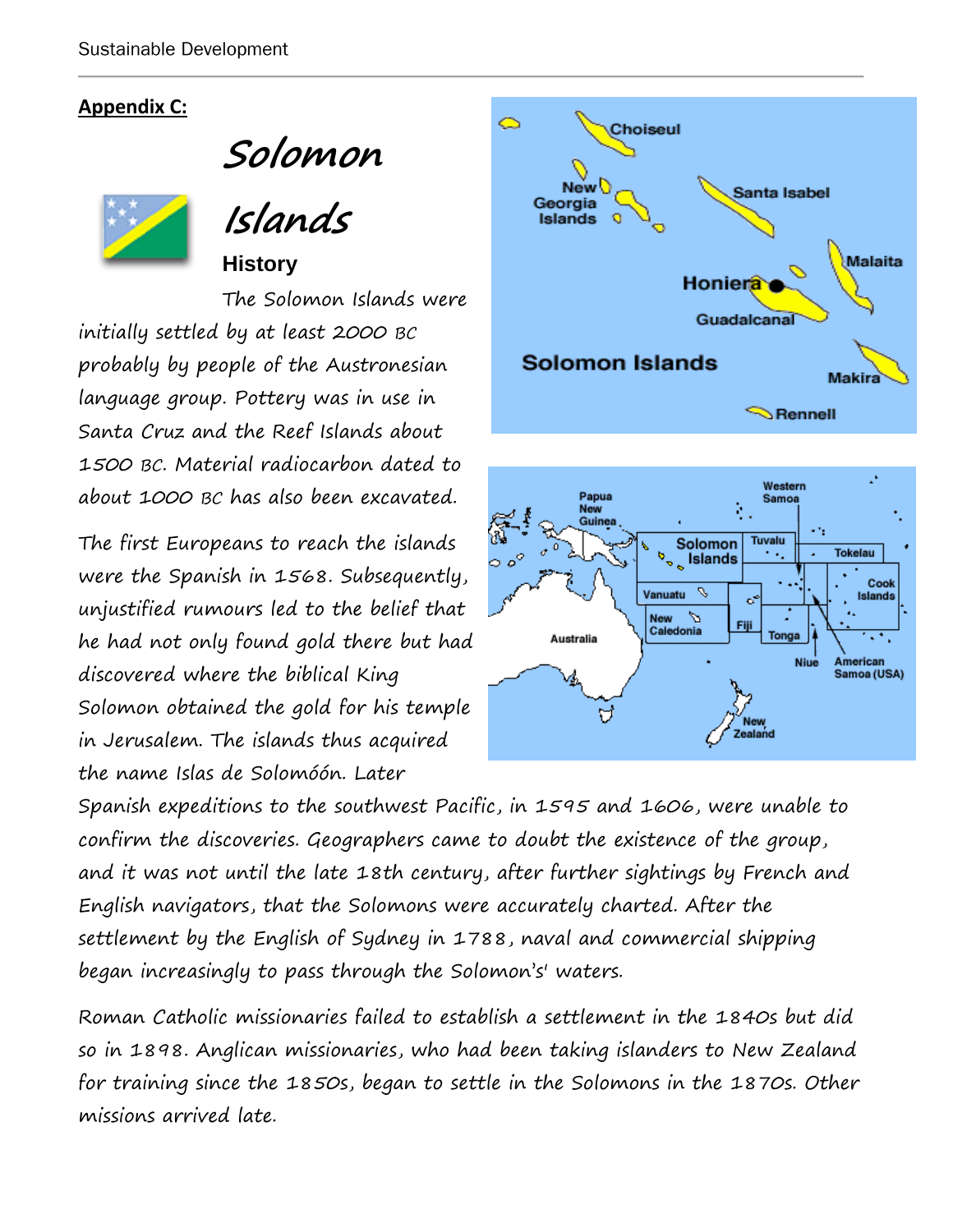**Appendix C:**

# Solomon Islands

### History

The Solomon Islands were initially settled by at least 2000 BC probably by people of the Austronesian language group. Pottery was in use in Santa Cruz and the Reef Islands about 1500 BC. Material radiocarbon dated to about 1000 BC has also been excavated.

The first Europeans to reach the islands were the Spanish in 1568. Subsequently, unjustified rumours led to the belief that he had not only found gold there but had discovered where the biblical King Solomon obtained the gold for his temple in Jerusalem. The islands thus acquired the name Islas de Solomóón. Later Spanish expeditions to the southwest Pacific, in 1595 and 1606, were unable to confirm the discoveries. Geographers came to doubt the existence of the group, and it was not until the late 18th century, after further sightings by French and English navigators, that the Solomons were accurately charted. After the settlement by the English of Sydney in 1788, naval and commercial shipping began increasingly to pass through the Solomon's' waters.

Roman Catholic missionaries failed to establish a settlement in the 1840s but did so in 1898. Anglican missionaries, who had been taking islanders to New Zealand for training since the 1850s, began to settle in the Solomons in the 1870s. Other missions arrived late.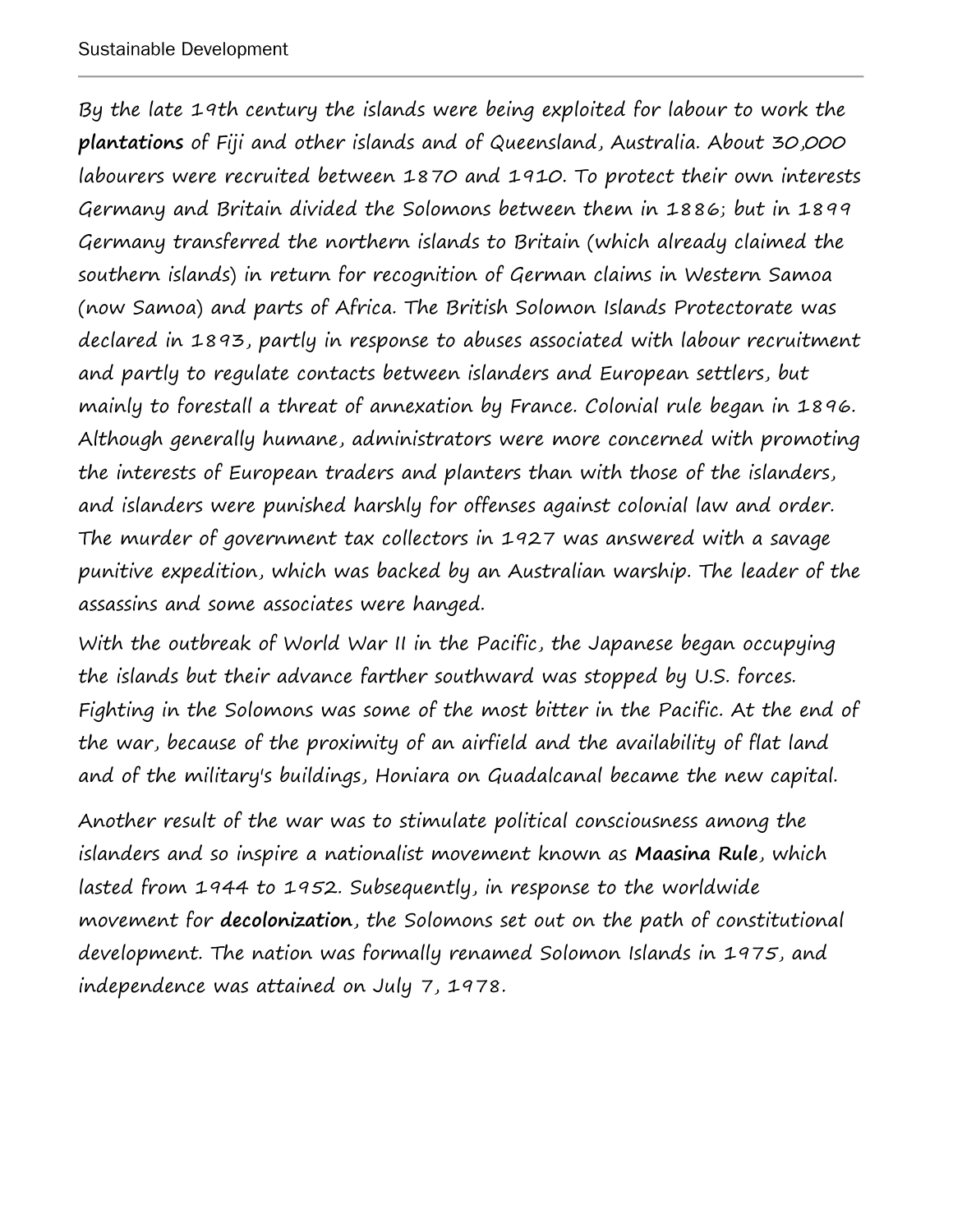By the late 19th century the islands were being exploited for labour to work the **plantations** of Fiji and other islands and of Queensland, Australia. About 30,000 labourers were recruited between 1870 and 1910. To protect their own interests Germany and Britain divided the Solomons between them in 1886; but in 1899 Germany transferred the northern islands to Britain (which already claimed the southern islands) in return for recognition of German claims in Western Samoa (now Samoa) and parts of Africa. The British Solomon Islands Protectorate was declared in 1893, partly in response to abuses associated with labour recruitment and partly to regulate contacts between islanders and European settlers, but mainly to forestall a threat of annexation by France. Colonial rule began in 1896. Although generally humane, administrators were more concerned with promoting the interests of European traders and planters than with those of the islanders, and islanders were punished harshly for offenses against colonial law and order. The murder of government tax collectors in 1927 was answered with a savage punitive expedition, which was backed by an Australian warship. The leader of the assassins and some associates were hanged.

With the outbreak of World War II in the Pacific, the Japanese began occupying the islands but their advance farther southward was stopped by U.S. forces. Fighting in the Solomons was some of the most bitter in the Pacific. At the end of the war, because of the proximity of an airfield and the availability of flat land and of the military's buildings, Honiara on Guadalcanal became the new capital.

Another result of the war was to stimulate political consciousness among the islanders and so inspire a nationalist movement known as **Maasina Rule**, which lasted from 1944 to 1952. Subsequently, in response to the worldwide movement for **decolonization**, the Solomons set out on the path of constitutional development. The nation was formally renamed Solomon Islands in 1975, and independence was attained on July 7, 1978.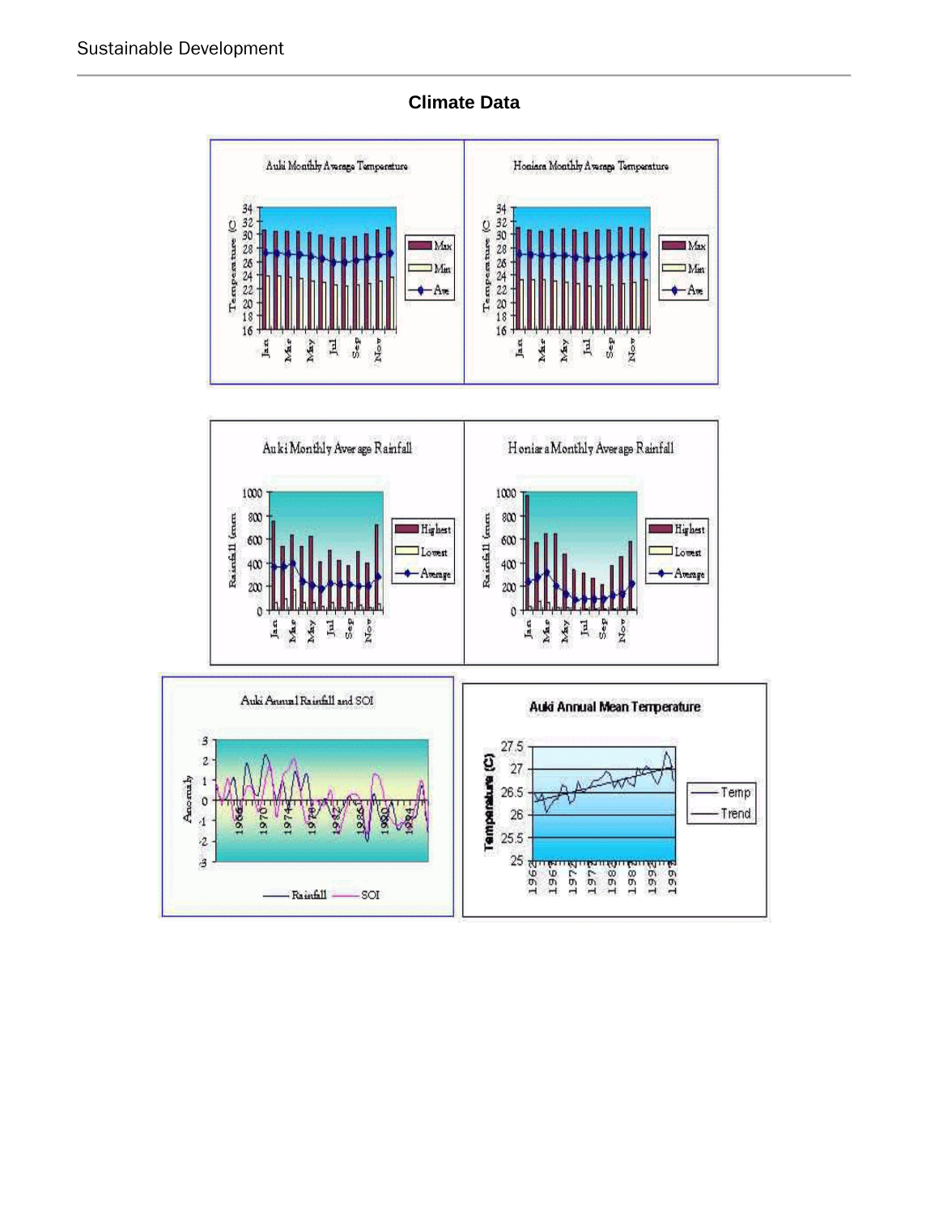## Climate Data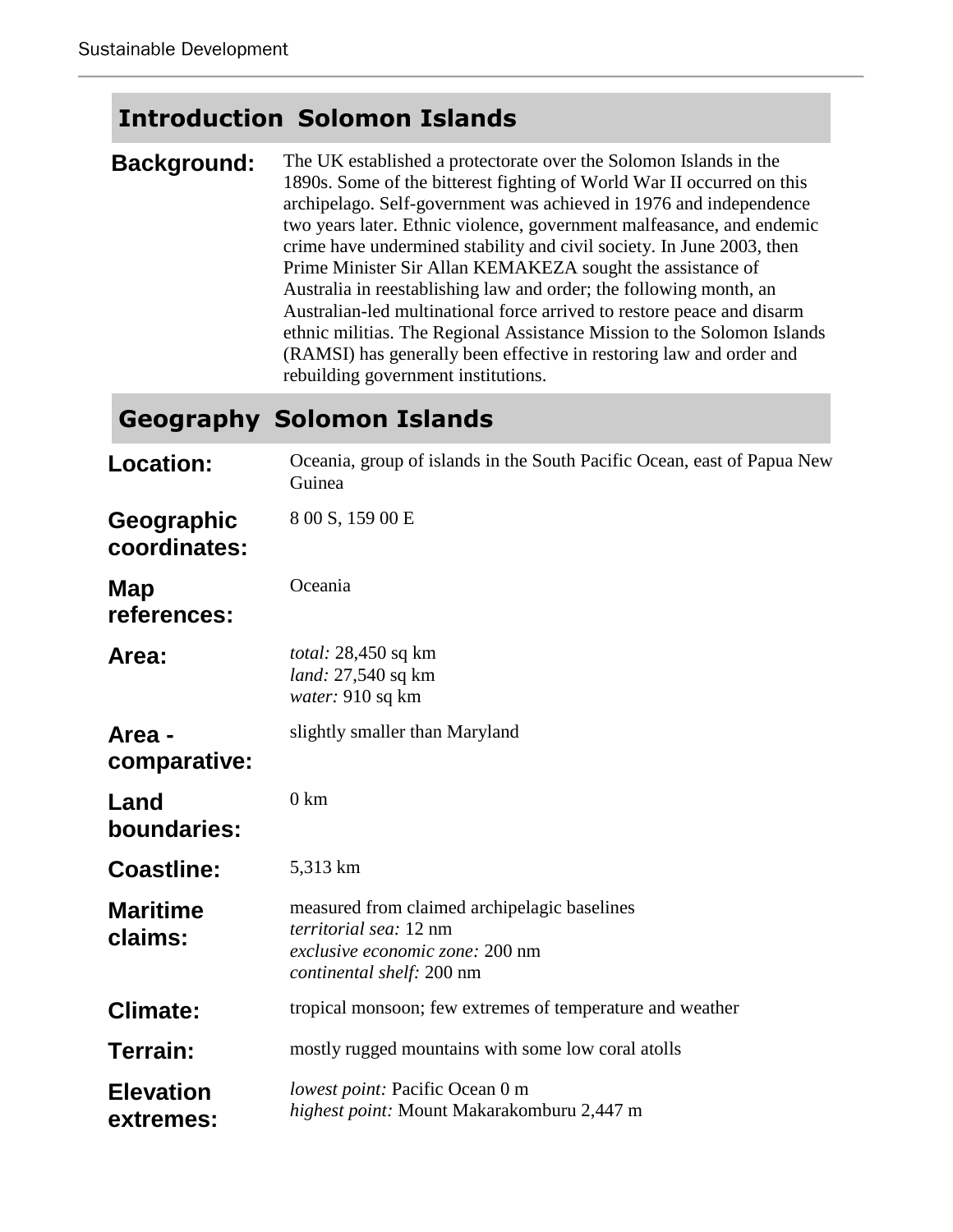## Introduction Solomon Islands

**Background:** The UK established a protectorate over the Solomon Islands in the 1890s. Some of the bitterest fighting of World War II occurred on this archipelago. Self-government was achieved in 1976 and independence two years later. Ethnic violence, government malfeasance, and endemic crime have undermined stability and civil society. In June 2003, then Prime Minister Sir Allan KEMAKEZA sought the assistance of Australia in reestablishing law and order; the following month, an Australian-led multinational force arrived to restore peace and disarm ethnic militias. The Regional Assistance Mission to the Solomon Islands (RAMSI) has generally been effective in restoring law and order and rebuilding government institutions.

## Geography Solomon Islands

**Location:** Oceania, group of islands in the South Pacific Ocean, east of Papua New Guinea

**Geographic coordinates:** 8 00 S, 159 00 E

**Map references:** Oceania

**Area:**
*total:* 28,450 sq km
*land:* 27,540 sq km
*water:* 910 sq km

**Area - comparative:** slightly smaller than Maryland

**Land boundaries:** 0 km

**Coastline:** 5,313 km

**Maritime claims:** measured from claimed archipelagic baselines
*territorial sea:* 12 nm
*exclusive economic zone:* 200 nm
*continental shelf:* 200 nm

**Climate:** tropical monsoon; few extremes of temperature and weather

**Terrain:** mostly rugged mountains with some low coral atolls

**Elevation extremes:**
*lowest point:* Pacific Ocean 0 m
*highest point:* Mount Makarakomburu 2,447 m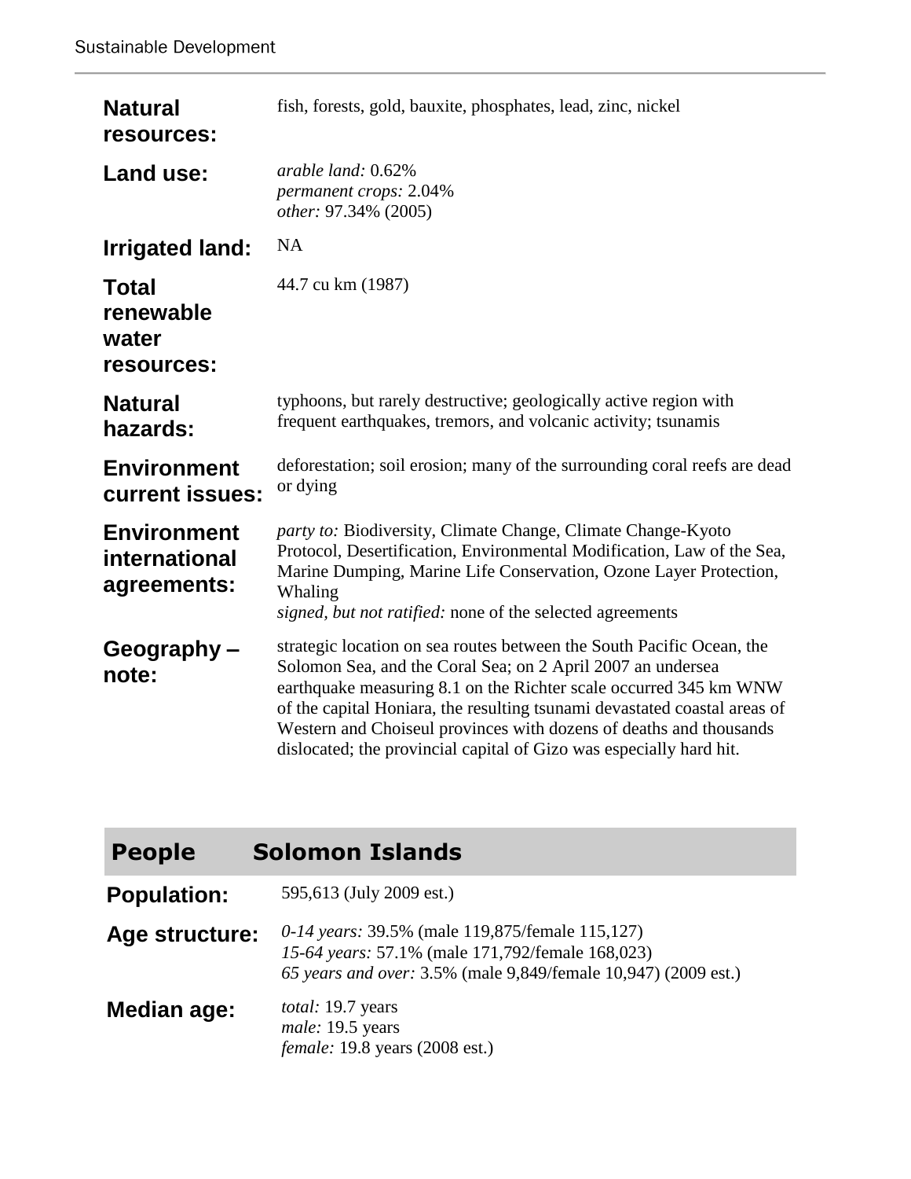| | |
|---|---|
| **Natural resources:** | fish, forests, gold, bauxite, phosphates, lead, zinc, nickel |
| **Land use:** | *arable land:* 0.62%<br>*permanent crops:* 2.04%<br>*other:* 97.34% (2005) |
| **Irrigated land:** | NA |
| **Total renewable water resources:** | 44.7 cu km (1987) |
| **Natural hazards:** | typhoons, but rarely destructive; geologically active region with frequent earthquakes, tremors, and volcanic activity; tsunamis |
| **Environment current issues:** | deforestation; soil erosion; many of the surrounding coral reefs are dead or dying |
| **Environment international agreements:** | *party to:* Biodiversity, Climate Change, Climate Change-Kyoto Protocol, Desertification, Environmental Modification, Law of the Sea, Marine Dumping, Marine Life Conservation, Ozone Layer Protection, Whaling<br>*signed, but not ratified:* none of the selected agreements |
| **Geography – note:** | strategic location on sea routes between the South Pacific Ocean, the Solomon Sea, and the Coral Sea; on 2 April 2007 an undersea earthquake measuring 8.1 on the Richter scale occurred 345 km WNW of the capital Honiara, the resulting tsunami devastated coastal areas of Western and Choiseul provinces with dozens of deaths and thousands dislocated; the provincial capital of Gizo was especially hard hit. |

## People Solomon Islands

| | |
|---|---|
| **Population:** | 595,613 (July 2009 est.) |
| **Age structure:** | *0-14 years:* 39.5% (male 119,875/female 115,127)<br>*15-64 years:* 57.1% (male 171,792/female 168,023)<br>*65 years and over:* 3.5% (male 9,849/female 10,947) (2009 est.) |
| **Median age:** | *total:* 19.7 years<br>*male:* 19.5 years<br>*female:* 19.8 years (2008 est.) |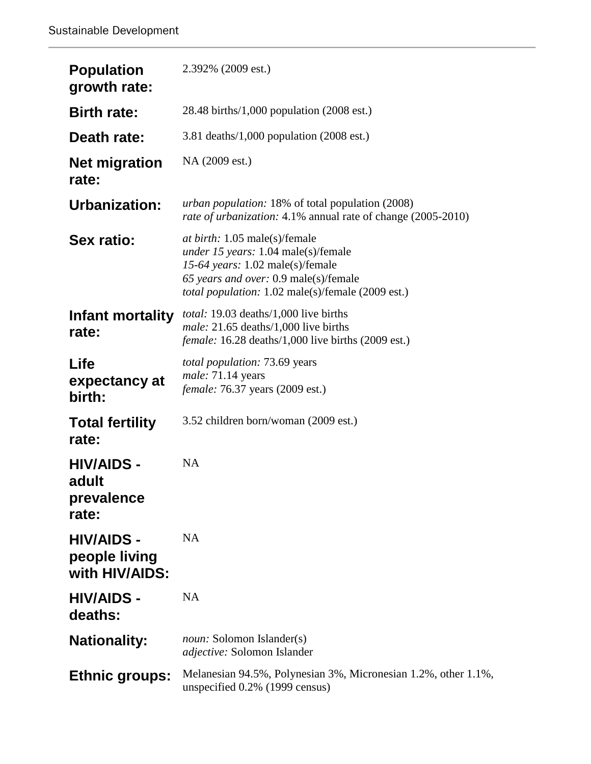| | |
|---|---|
| **Population growth rate:** | 2.392% (2009 est.) |
| **Birth rate:** | 28.48 births/1,000 population (2008 est.) |
| **Death rate:** | 3.81 deaths/1,000 population (2008 est.) |
| **Net migration rate:** | NA (2009 est.) |
| **Urbanization:** | *urban population:* 18% of total population (2008)<br>*rate of urbanization:* 4.1% annual rate of change (2005-2010) |
| **Sex ratio:** | *at birth:* 1.05 male(s)/female<br>*under 15 years:* 1.04 male(s)/female<br>*15-64 years:* 1.02 male(s)/female<br>*65 years and over:* 0.9 male(s)/female<br>*total population:* 1.02 male(s)/female (2009 est.) |
| **Infant mortality rate:** | *total:* 19.03 deaths/1,000 live births<br>*male:* 21.65 deaths/1,000 live births<br>*female:* 16.28 deaths/1,000 live births (2009 est.) |
| **Life expectancy at birth:** | *total population:* 73.69 years<br>*male:* 71.14 years<br>*female:* 76.37 years (2009 est.) |
| **Total fertility rate:** | 3.52 children born/woman (2009 est.) |
| **HIV/AIDS - adult prevalence rate:** | NA |
| **HIV/AIDS - people living with HIV/AIDS:** | NA |
| **HIV/AIDS - deaths:** | NA |
| **Nationality:** | *noun:* Solomon Islander(s)<br>*adjective:* Solomon Islander |
| **Ethnic groups:** | Melanesian 94.5%, Polynesian 3%, Micronesian 1.2%, other 1.1%, unspecified 0.2% (1999 census) |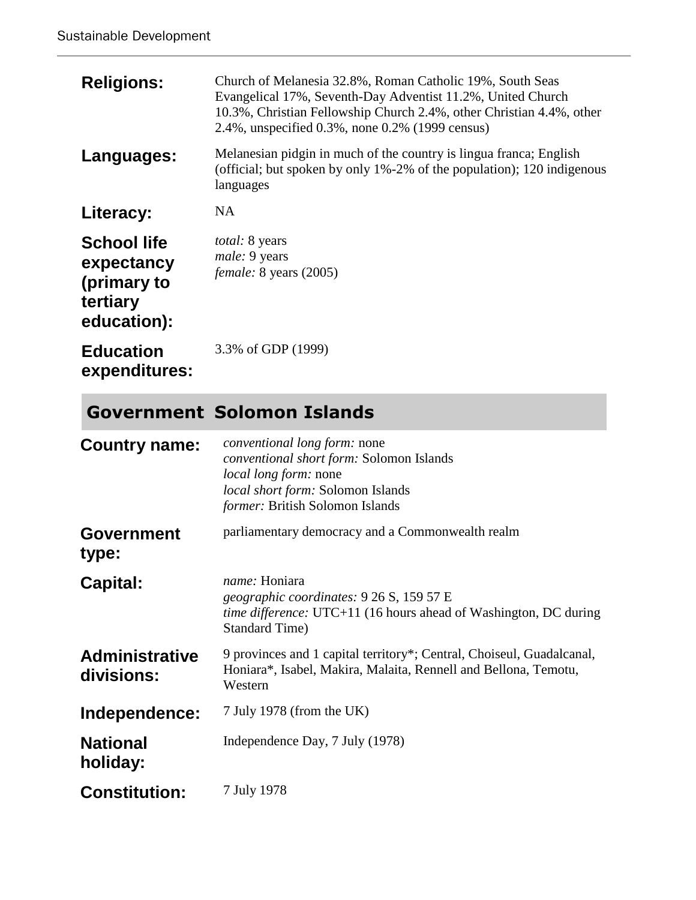**Religions:** Church of Melanesia 32.8%, Roman Catholic 19%, South Seas Evangelical 17%, Seventh-Day Adventist 11.2%, United Church 10.3%, Christian Fellowship Church 2.4%, other Christian 4.4%, other 2.4%, unspecified 0.3%, none 0.2% (1999 census)

**Languages:** Melanesian pidgin in much of the country is lingua franca; English (official; but spoken by only 1%-2% of the population); 120 indigenous languages

**Literacy:** NA

**School life expectancy (primary to tertiary education):**
*total:* 8 years
*male:* 9 years
*female:* 8 years (2005)

**Education expenditures:** 3.3% of GDP (1999)

## Government Solomon Islands

**Country name:**
*conventional long form:* none
*conventional short form:* Solomon Islands
*local long form:* none
*local short form:* Solomon Islands
*former:* British Solomon Islands

**Government type:** parliamentary democracy and a Commonwealth realm

**Capital:**
*name:* Honiara
*geographic coordinates:* 9 26 S, 159 57 E
*time difference:* UTC+11 (16 hours ahead of Washington, DC during Standard Time)

**Administrative divisions:** 9 provinces and 1 capital territory*; Central, Choiseul, Guadalcanal, Honiara*, Isabel, Makira, Malaita, Rennell and Bellona, Temotu, Western

**Independence:** 7 July 1978 (from the UK)

**National holiday:** Independence Day, 7 July (1978)

**Constitution:** 7 July 1978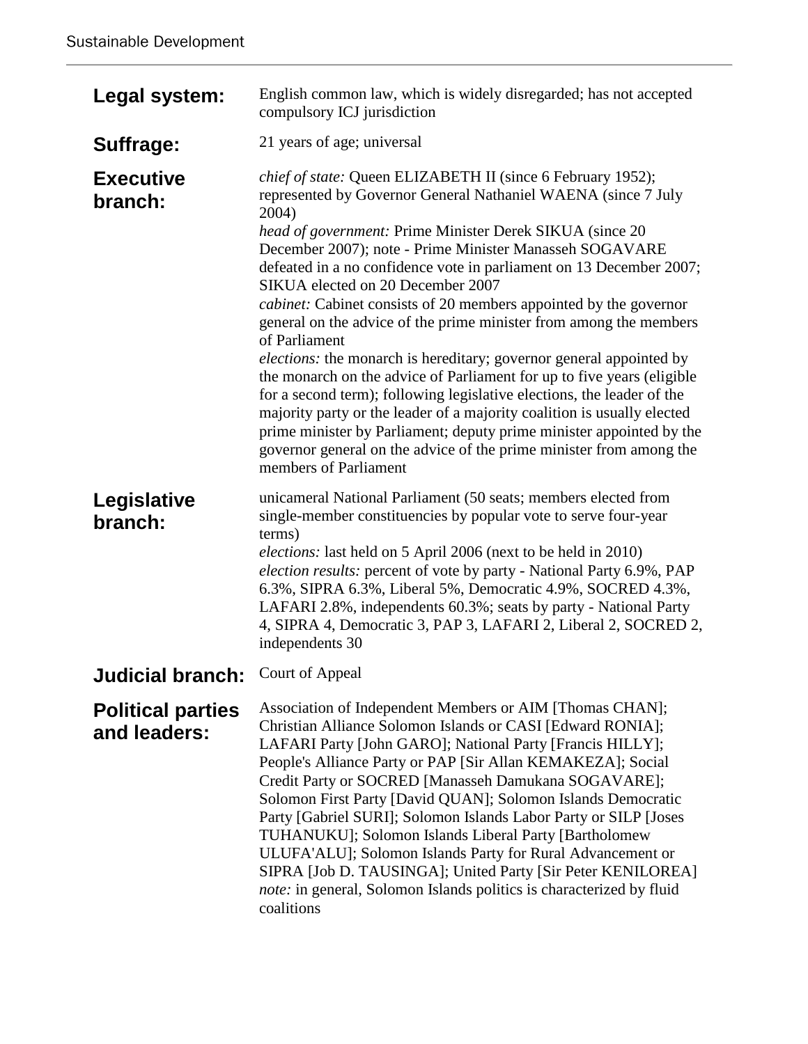**Legal system:** English common law, which is widely disregarded; has not accepted compulsory ICJ jurisdiction

**Suffrage:** 21 years of age; universal

**Executive branch:**
*chief of state:* Queen ELIZABETH II (since 6 February 1952); represented by Governor General Nathaniel WAENA (since 7 July 2004)
*head of government:* Prime Minister Derek SIKUA (since 20 December 2007); note - Prime Minister Manasseh SOGAVARE defeated in a no confidence vote in parliament on 13 December 2007; SIKUA elected on 20 December 2007
*cabinet:* Cabinet consists of 20 members appointed by the governor general on the advice of the prime minister from among the members of Parliament
*elections:* the monarch is hereditary; governor general appointed by the monarch on the advice of Parliament for up to five years (eligible for a second term); following legislative elections, the leader of the majority party or the leader of a majority coalition is usually elected prime minister by Parliament; deputy prime minister appointed by the governor general on the advice of the prime minister from among the members of Parliament

**Legislative branch:**
unicameral National Parliament (50 seats; members elected from single-member constituencies by popular vote to serve four-year terms)
*elections:* last held on 5 April 2006 (next to be held in 2010)
*election results:* percent of vote by party - National Party 6.9%, PAP 6.3%, SIPRA 6.3%, Liberal 5%, Democratic 4.9%, SOCRED 4.3%, LAFARI 2.8%, independents 60.3%; seats by party - National Party 4, SIPRA 4, Democratic 3, PAP 3, LAFARI 2, Liberal 2, SOCRED 2, independents 30

**Judicial branch:** Court of Appeal

**Political parties and leaders:**
Association of Independent Members or AIM [Thomas CHAN]; Christian Alliance Solomon Islands or CASI [Edward RONIA]; LAFARI Party [John GARO]; National Party [Francis HILLY]; People's Alliance Party or PAP [Sir Allan KEMAKEZA]; Social Credit Party or SOCRED [Manasseh Damukana SOGAVARE]; Solomon First Party [David QUAN]; Solomon Islands Democratic Party [Gabriel SURI]; Solomon Islands Labor Party or SILP [Joses TUHANUKU]; Solomon Islands Liberal Party [Bartholomew ULUFA'ALU]; Solomon Islands Party for Rural Advancement or SIPRA [Job D. TAUSINGA]; United Party [Sir Peter KENILOREA]
*note:* in general, Solomon Islands politics is characterized by fluid coalitions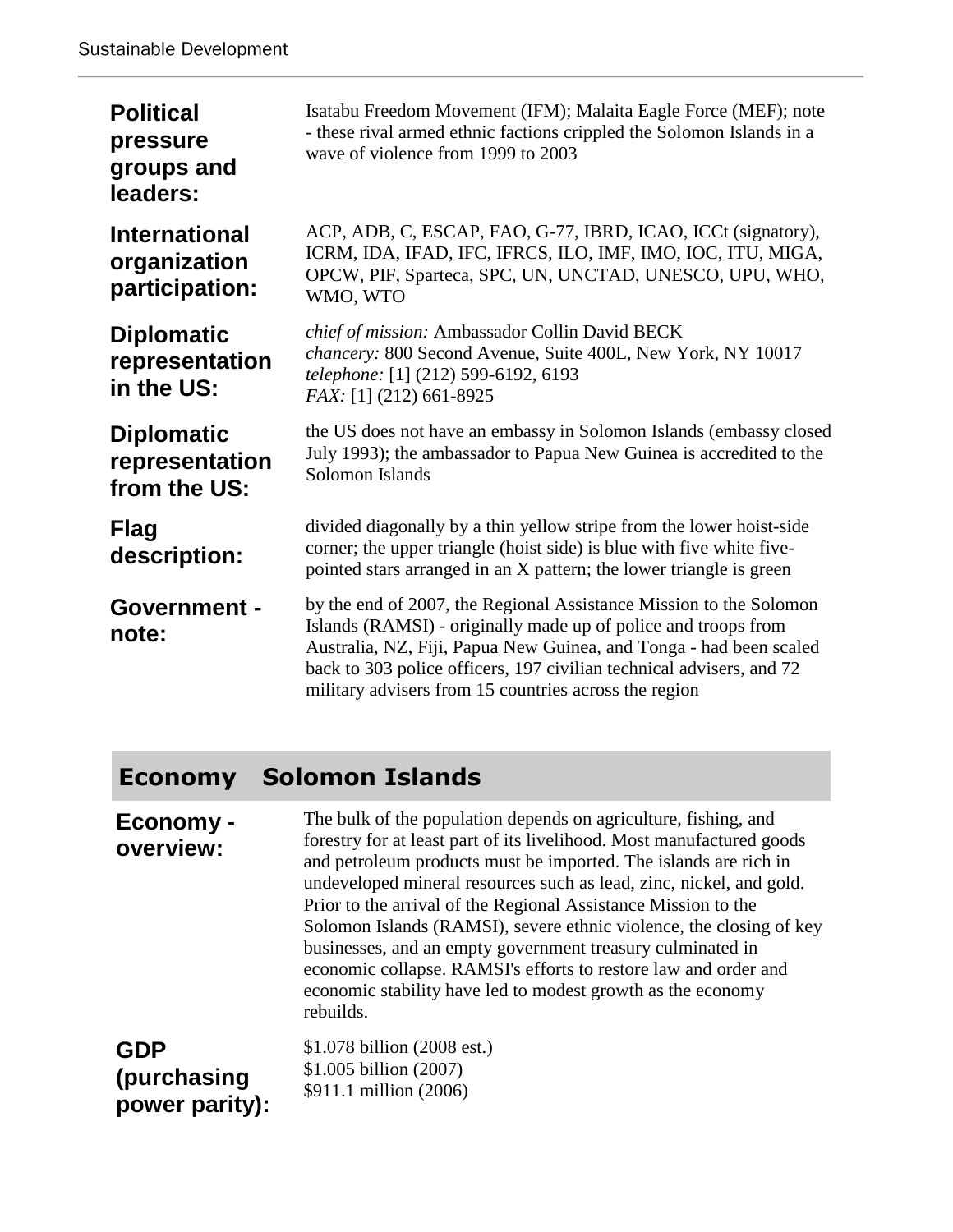**Political pressure groups and leaders:** Isatabu Freedom Movement (IFM); Malaita Eagle Force (MEF); note - these rival armed ethnic factions crippled the Solomon Islands in a wave of violence from 1999 to 2003

**International organization participation:** ACP, ADB, C, ESCAP, FAO, G-77, IBRD, ICAO, ICCt (signatory), ICRM, IDA, IFAD, IFC, IFRCS, ILO, IMF, IMO, IOC, ITU, MIGA, OPCW, PIF, Sparteca, SPC, UN, UNCTAD, UNESCO, UPU, WHO, WMO, WTO

**Diplomatic representation in the US:**
*chief of mission:* Ambassador Collin David BECK
*chancery:* 800 Second Avenue, Suite 400L, New York, NY 10017
*telephone:* [1] (212) 599-6192, 6193
*FAX:* [1] (212) 661-8925

**Diplomatic representation from the US:** the US does not have an embassy in Solomon Islands (embassy closed July 1993); the ambassador to Papua New Guinea is accredited to the Solomon Islands

**Flag description:** divided diagonally by a thin yellow stripe from the lower hoist-side corner; the upper triangle (hoist side) is blue with five white five-pointed stars arranged in an X pattern; the lower triangle is green

**Government - note:** by the end of 2007, the Regional Assistance Mission to the Solomon Islands (RAMSI) - originally made up of police and troops from Australia, NZ, Fiji, Papua New Guinea, and Tonga - had been scaled back to 303 police officers, 197 civilian technical advisers, and 72 military advisers from 15 countries across the region

## Economy Solomon Islands

**Economy - overview:** The bulk of the population depends on agriculture, fishing, and forestry for at least part of its livelihood. Most manufactured goods and petroleum products must be imported. The islands are rich in undeveloped mineral resources such as lead, zinc, nickel, and gold. Prior to the arrival of the Regional Assistance Mission to the Solomon Islands (RAMSI), severe ethnic violence, the closing of key businesses, and an empty government treasury culminated in economic collapse. RAMSI's efforts to restore law and order and economic stability have led to modest growth as the economy rebuilds.

**GDP (purchasing power parity):**
$1.078 billion (2008 est.)
$1.005 billion (2007)
$911.1 million (2006)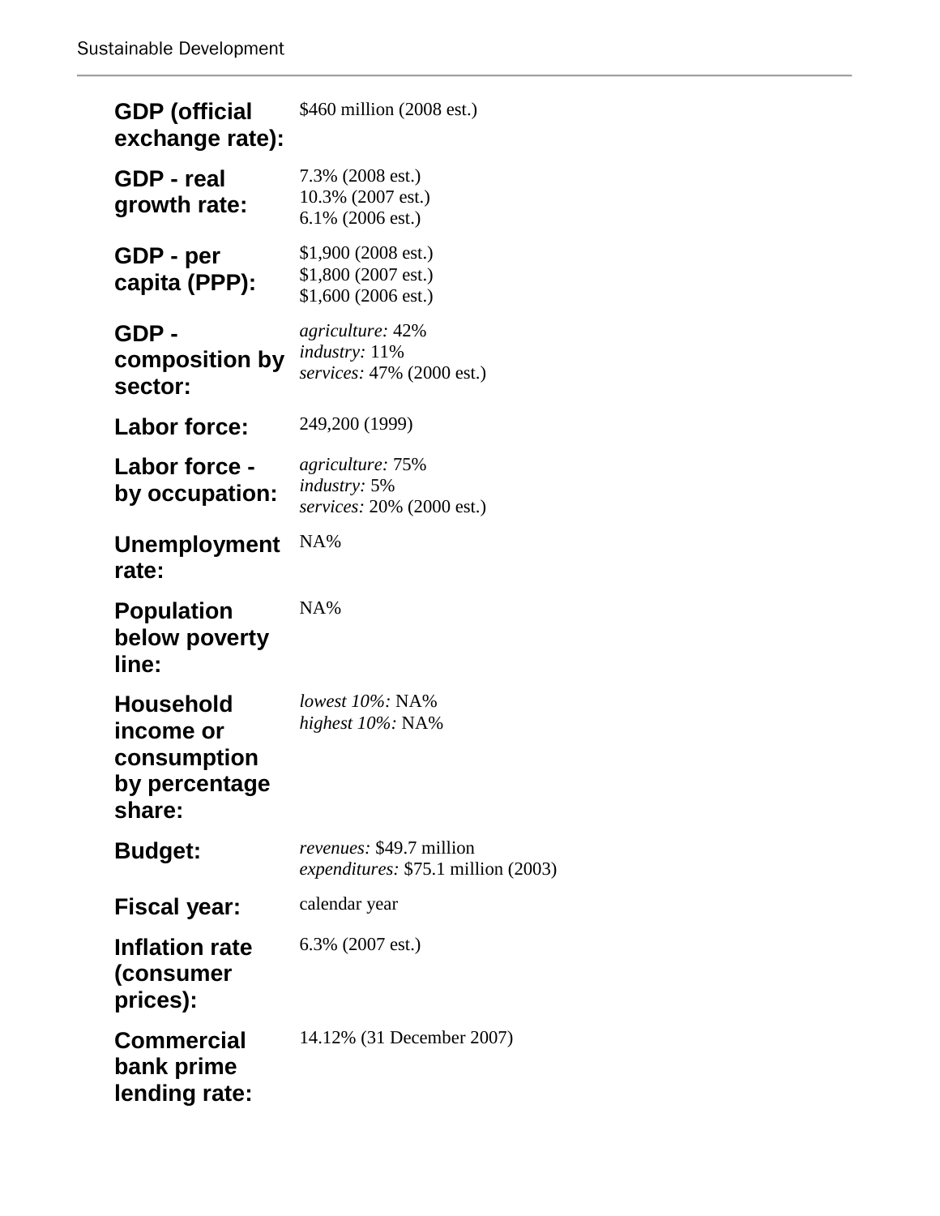| | |
|---|---|
| **GDP (official exchange rate):** | $460 million (2008 est.) |
| **GDP - real growth rate:** | 7.3% (2008 est.)<br>10.3% (2007 est.)<br>6.1% (2006 est.) |
| **GDP - per capita (PPP):** | $1,900 (2008 est.)<br>$1,800 (2007 est.)<br>$1,600 (2006 est.) |
| **GDP - composition by sector:** | *agriculture:* 42%<br>*industry:* 11%<br>*services:* 47% (2000 est.) |
| **Labor force:** | 249,200 (1999) |
| **Labor force - by occupation:** | *agriculture:* 75%<br>*industry:* 5%<br>*services:* 20% (2000 est.) |
| **Unemployment rate:** | NA% |
| **Population below poverty line:** | NA% |
| **Household income or consumption by percentage share:** | *lowest 10%:* NA%<br>*highest 10%:* NA% |
| **Budget:** | *revenues:* $49.7 million<br>*expenditures:* $75.1 million (2003) |
| **Fiscal year:** | calendar year |
| **Inflation rate (consumer prices):** | 6.3% (2007 est.) |
| **Commercial bank prime lending rate:** | 14.12% (31 December 2007) |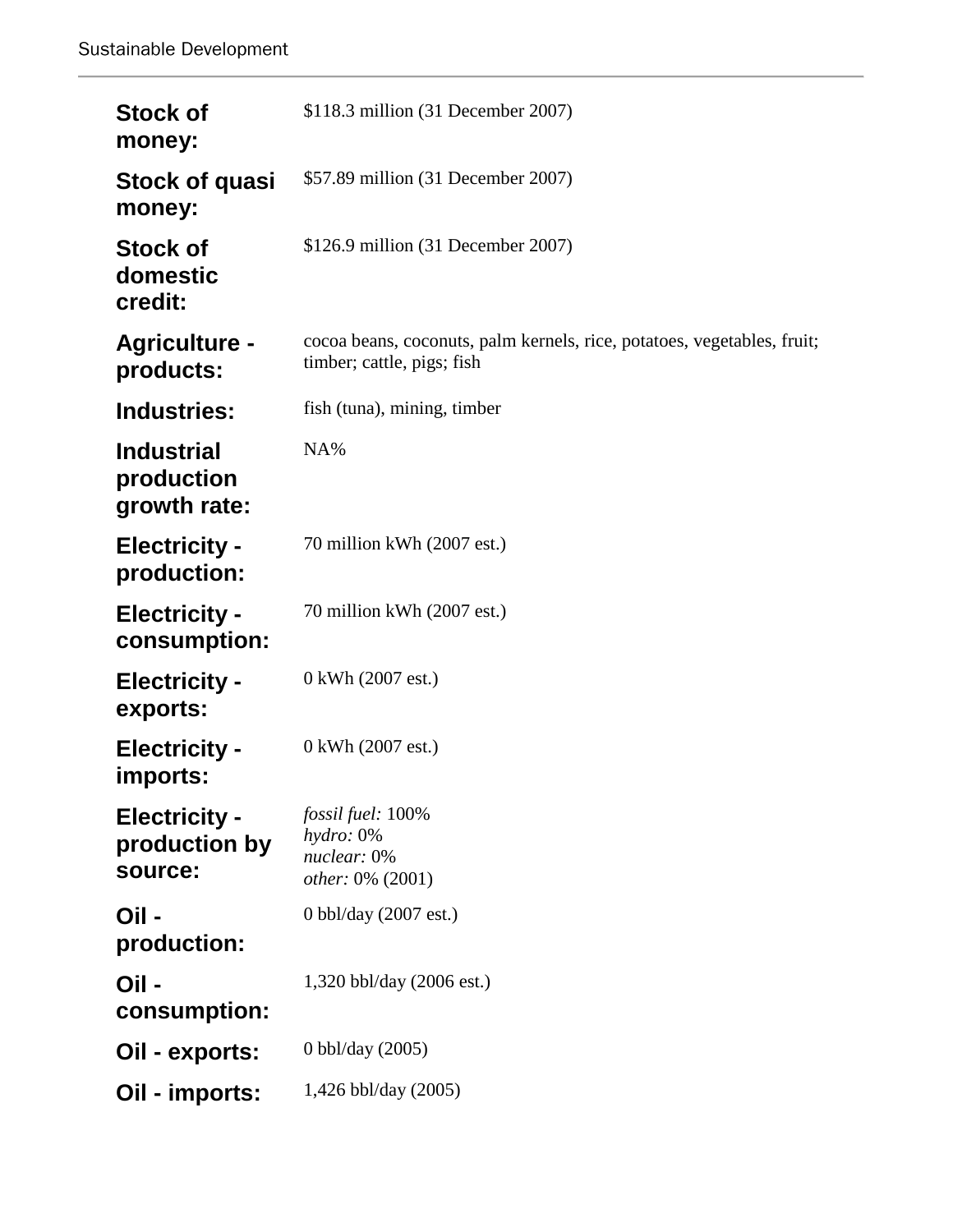| | |
|---|---|
| **Stock of money:** | $118.3 million (31 December 2007) |
| **Stock of quasi money:** | $57.89 million (31 December 2007) |
| **Stock of domestic credit:** | $126.9 million (31 December 2007) |
| **Agriculture - products:** | cocoa beans, coconuts, palm kernels, rice, potatoes, vegetables, fruit; timber; cattle, pigs; fish |
| **Industries:** | fish (tuna), mining, timber |
| **Industrial production growth rate:** | NA% |
| **Electricity - production:** | 70 million kWh (2007 est.) |
| **Electricity - consumption:** | 70 million kWh (2007 est.) |
| **Electricity - exports:** | 0 kWh (2007 est.) |
| **Electricity - imports:** | 0 kWh (2007 est.) |
| **Electricity - production by source:** | *fossil fuel:* 100%<br>*hydro:* 0%<br>*nuclear:* 0%<br>*other:* 0% (2001) |
| **Oil - production:** | 0 bbl/day (2007 est.) |
| **Oil - consumption:** | 1,320 bbl/day (2006 est.) |
| **Oil - exports:** | 0 bbl/day (2005) |
| **Oil - imports:** | 1,426 bbl/day (2005) |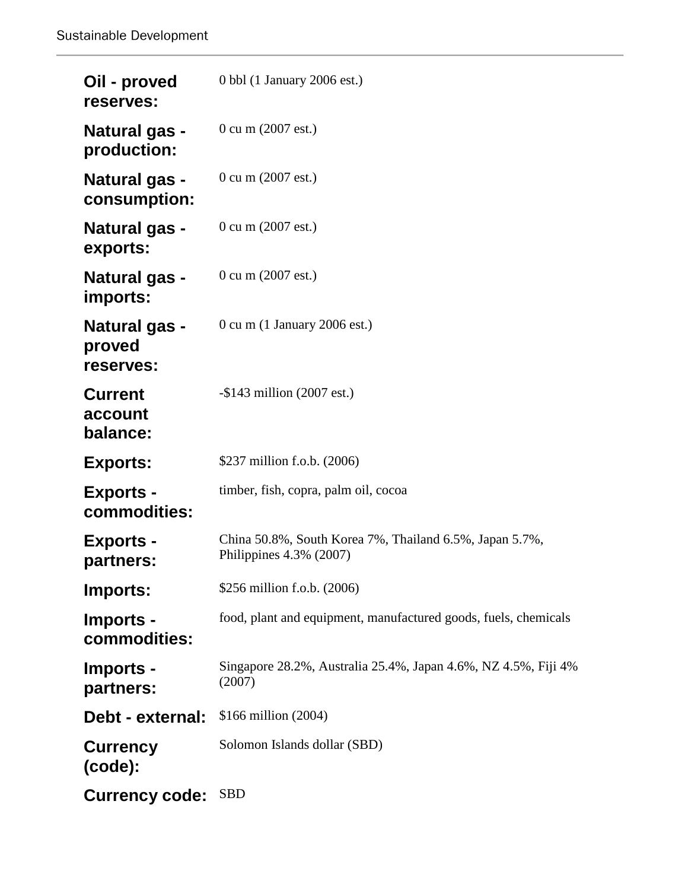| | |
|---|---|
| **Oil - proved reserves:** | 0 bbl (1 January 2006 est.) |
| **Natural gas - production:** | 0 cu m (2007 est.) |
| **Natural gas - consumption:** | 0 cu m (2007 est.) |
| **Natural gas - exports:** | 0 cu m (2007 est.) |
| **Natural gas - imports:** | 0 cu m (2007 est.) |
| **Natural gas - proved reserves:** | 0 cu m (1 January 2006 est.) |
| **Current account balance:** | -$143 million (2007 est.) |
| **Exports:** | $237 million f.o.b. (2006) |
| **Exports - commodities:** | timber, fish, copra, palm oil, cocoa |
| **Exports - partners:** | China 50.8%, South Korea 7%, Thailand 6.5%, Japan 5.7%, Philippines 4.3% (2007) |
| **Imports:** | $256 million f.o.b. (2006) |
| **Imports - commodities:** | food, plant and equipment, manufactured goods, fuels, chemicals |
| **Imports - partners:** | Singapore 28.2%, Australia 25.4%, Japan 4.6%, NZ 4.5%, Fiji 4% (2007) |
| **Debt - external:** | $166 million (2004) |
| **Currency (code):** | Solomon Islands dollar (SBD) |
| **Currency code:** | SBD |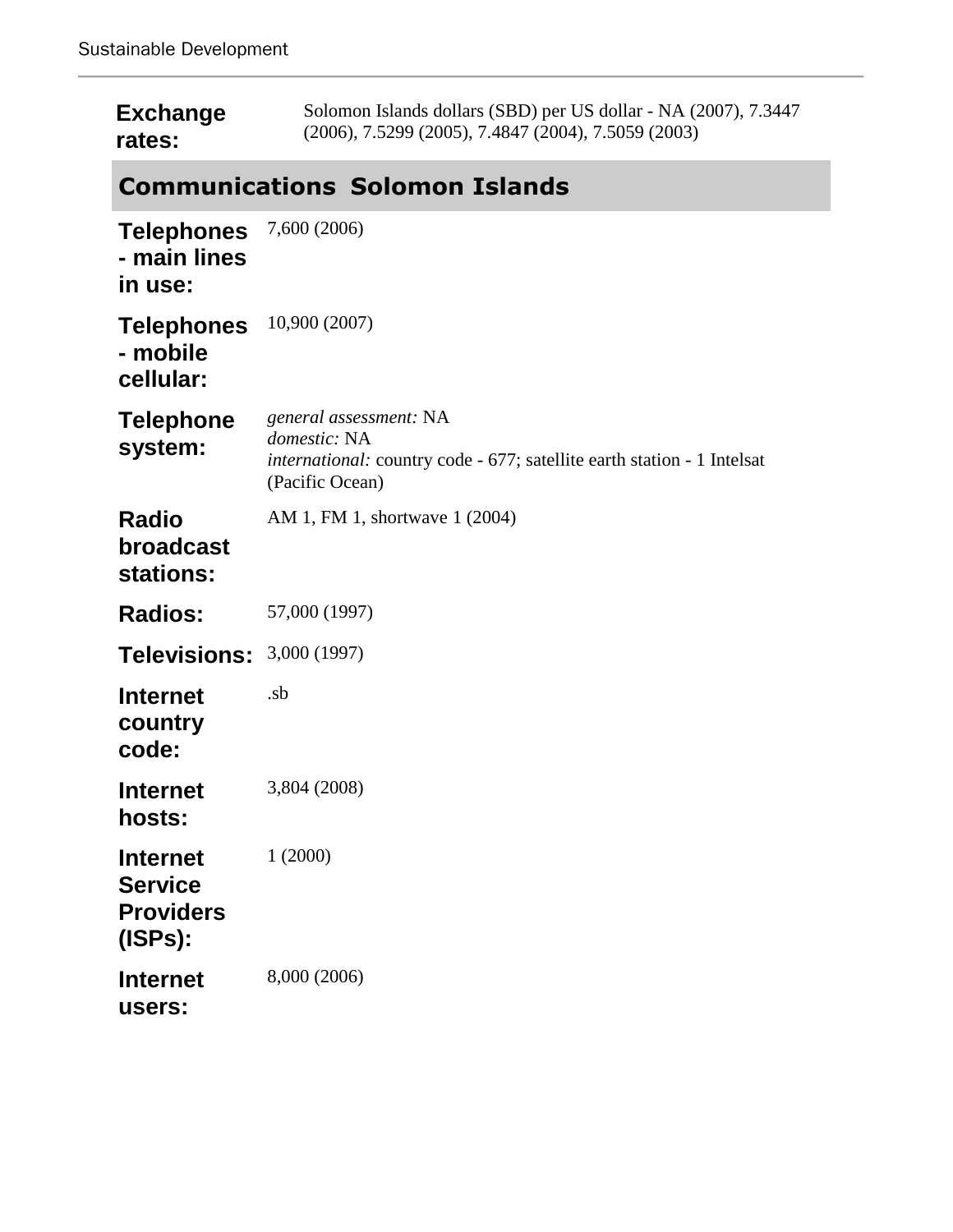| | |
|---|---|
| **Exchange rates:** | Solomon Islands dollars (SBD) per US dollar - NA (2007), 7.3447 (2006), 7.5299 (2005), 7.4847 (2004), 7.5059 (2003) |

## Communications Solomon Islands

| | |
|---|---|
| **Telephones - main lines in use:** | 7,600 (2006) |
| **Telephones - mobile cellular:** | 10,900 (2007) |
| **Telephone system:** | *general assessment:* NA<br>*domestic:* NA<br>*international:* country code - 677; satellite earth station - 1 Intelsat (Pacific Ocean) |
| **Radio broadcast stations:** | AM 1, FM 1, shortwave 1 (2004) |
| **Radios:** | 57,000 (1997) |
| **Televisions:** | 3,000 (1997) |
| **Internet country code:** | .sb |
| **Internet hosts:** | 3,804 (2008) |
| **Internet Service Providers (ISPs):** | 1 (2000) |
| **Internet users:** | 8,000 (2006) |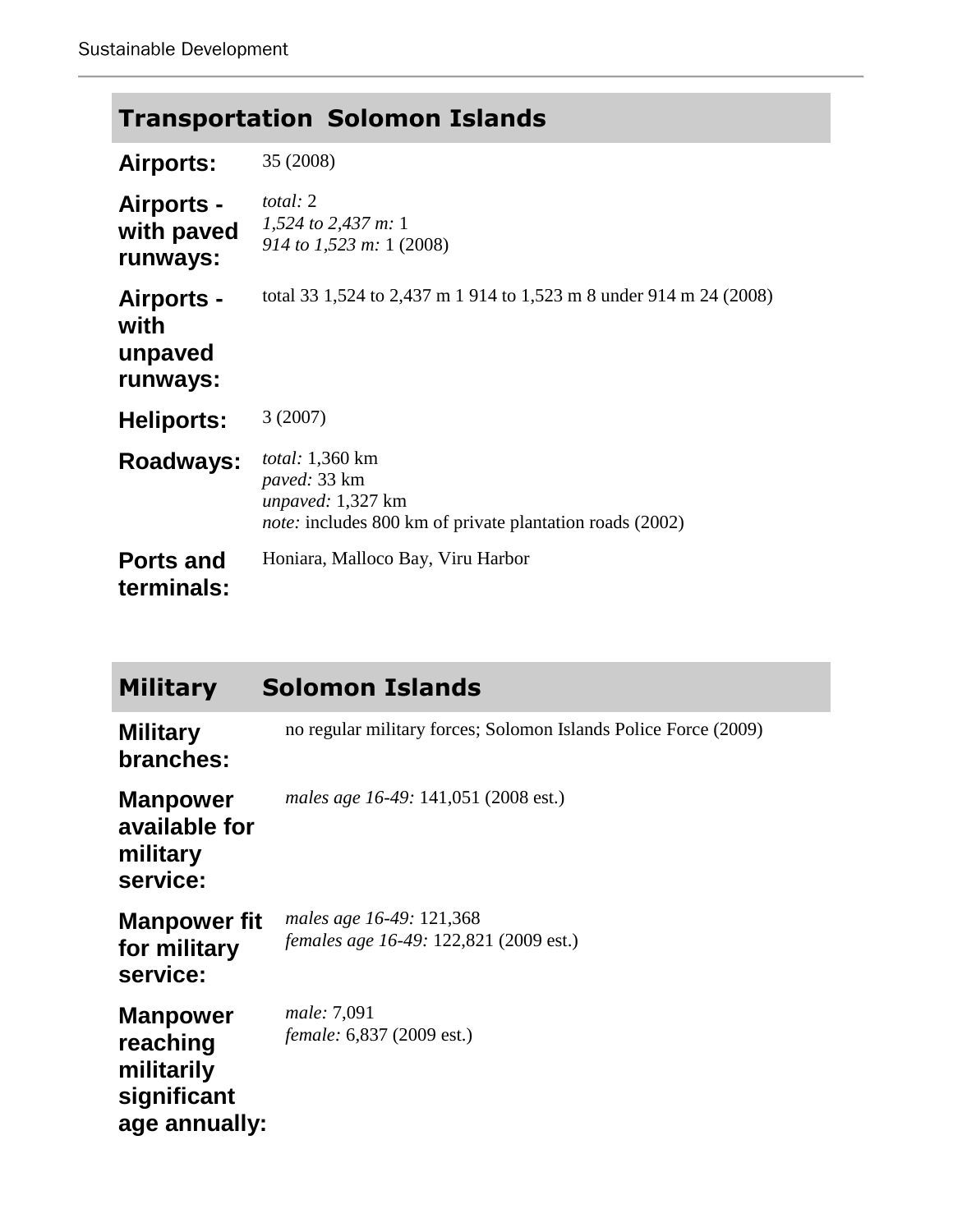## Transportation Solomon Islands

| | |
|---|---|
| **Airports:** | 35 (2008) |
| **Airports - with paved runways:** | *total:* 2<br>*1,524 to 2,437 m:* 1<br>*914 to 1,523 m:* 1 (2008) |
| **Airports - with unpaved runways:** | total 33 1,524 to 2,437 m 1 914 to 1,523 m 8 under 914 m 24 (2008) |
| **Heliports:** | 3 (2007) |
| **Roadways:** | *total:* 1,360 km<br>*paved:* 33 km<br>*unpaved:* 1,327 km<br>*note:* includes 800 km of private plantation roads (2002) |
| **Ports and terminals:** | Honiara, Malloco Bay, Viru Harbor |

## Military Solomon Islands

| | |
|---|---|
| **Military branches:** | no regular military forces; Solomon Islands Police Force (2009) |
| **Manpower available for military service:** | *males age 16-49:* 141,051 (2008 est.) |
| **Manpower fit for military service:** | *males age 16-49:* 121,368<br>*females age 16-49:* 122,821 (2009 est.) |
| **Manpower reaching militarily significant age annually:** | *male:* 7,091<br>*female:* 6,837 (2009 est.) |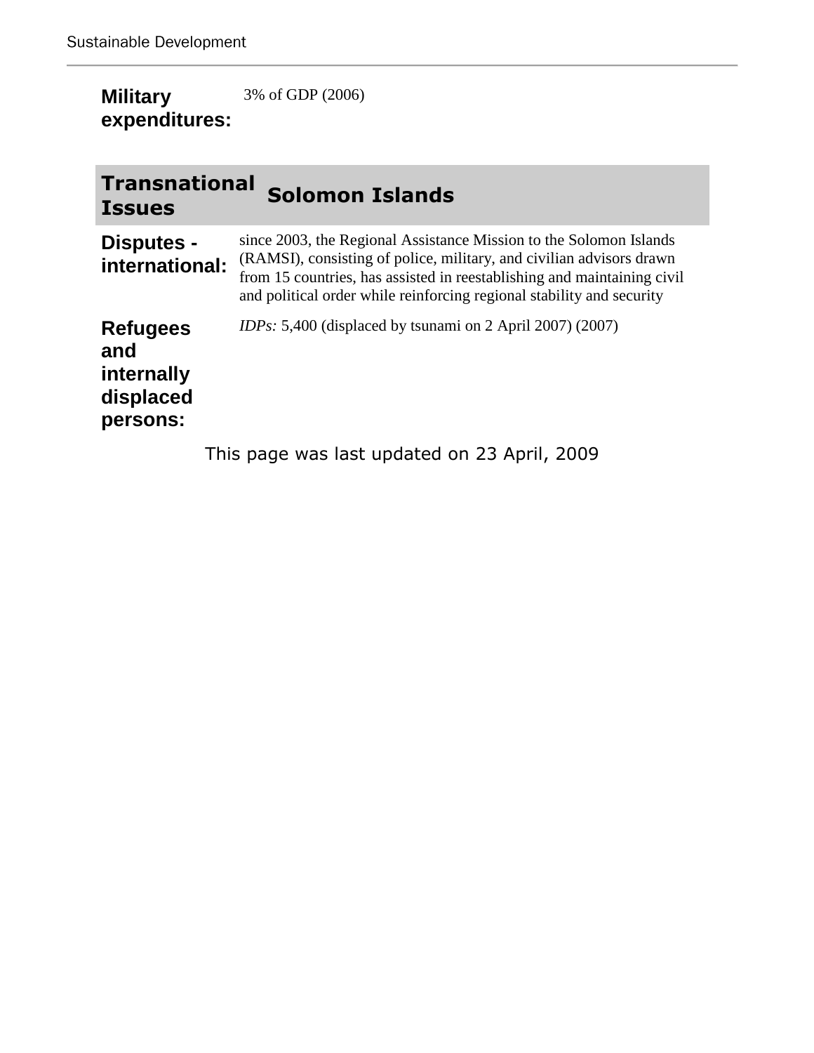**Military expenditures:** 3% of GDP (2006)

| Transnational Issues | Solomon Islands |
|---|---|
| **Disputes - international:** | since 2003, the Regional Assistance Mission to the Solomon Islands (RAMSI), consisting of police, military, and civilian advisors drawn from 15 countries, has assisted in reestablishing and maintaining civil and political order while reinforcing regional stability and security |
| **Refugees and internally displaced persons:** | *IDPs:* 5,400 (displaced by tsunami on 2 April 2007) (2007) |

This page was last updated on 23 April, 2009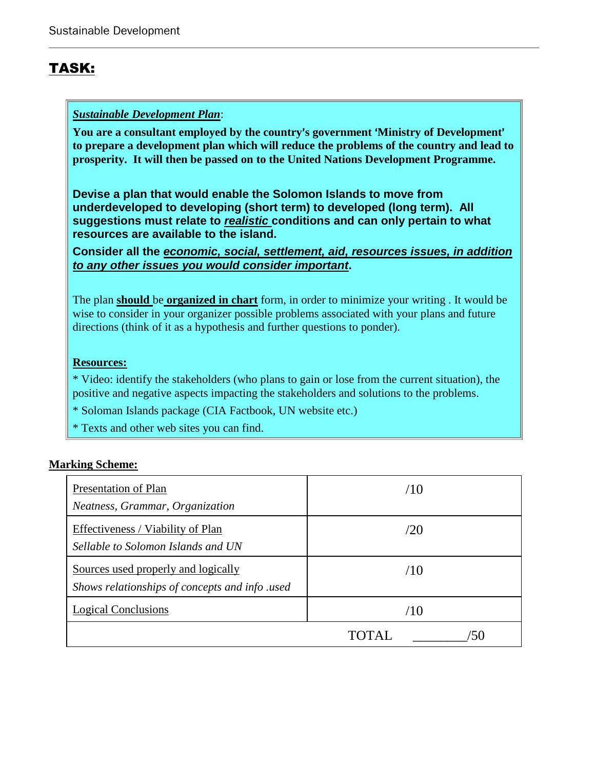# TASK:

***Sustainable Development Plan***:

**You are a consultant employed by the country's government 'Ministry of Development' to prepare a development plan which will reduce the problems of the country and lead to prosperity. It will then be passed on to the United Nations Development Programme.**

**Devise a plan that would enable the Solomon Islands to move from underdeveloped to developing (short term) to developed (long term). All suggestions must relate to *realistic* conditions and can only pertain to what resources are available to the island.**

**Consider all the *economic, social, settlement, aid, resources issues, in addition to any other issues you would consider important*.**

The plan **should** be **organized in chart** form, in order to minimize your writing . It would be wise to consider in your organizer possible problems associated with your plans and future directions (think of it as a hypothesis and further questions to ponder).

**Resources:**

* Video: identify the stakeholders (who plans to gain or lose from the current situation), the positive and negative aspects impacting the stakeholders and solutions to the problems.
* Soloman Islands package (CIA Factbook, UN website etc.)
* Texts and other web sites you can find.

**Marking Scheme:**

| | |
|---|---|
| Presentation of Plan<br>*Neatness, Grammar, Organization* | /10 |
| Effectiveness / Viability of Plan<br>*Sellable to Solomon Islands and UN* | /20 |
| Sources used properly and logically<br>*Shows relationships of concepts and info .used* | /10 |
| Logical Conclusions | /10 |
| | TOTAL ________/50 |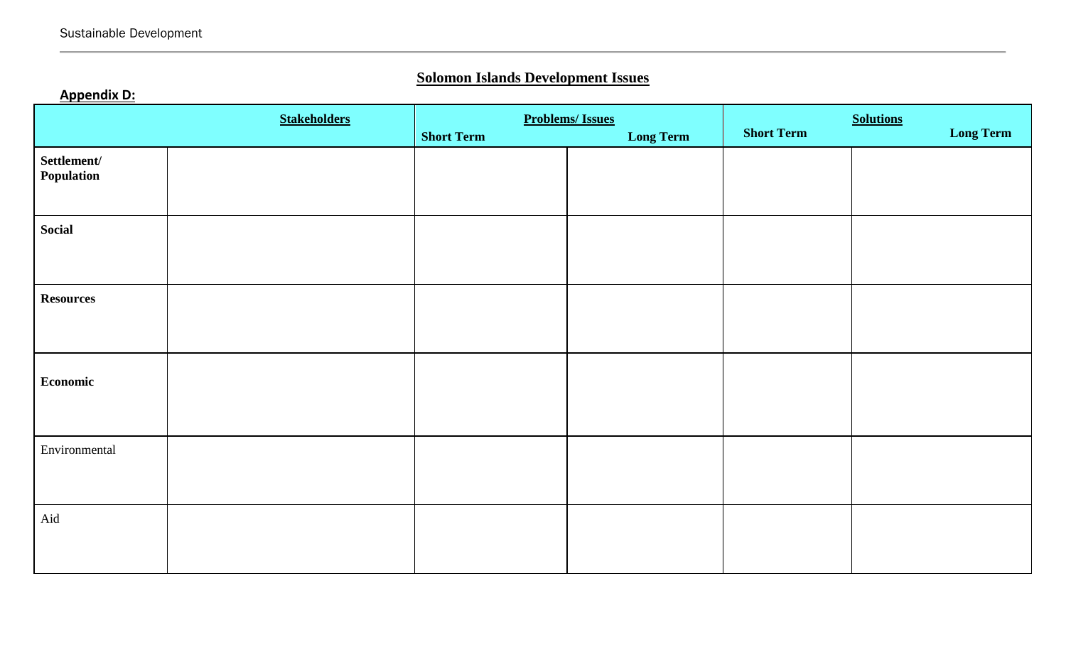**Appendix D:**

# Solomon Islands Development Issues

| | Stakeholders | Problems/ Issues | | Solutions | |
|---|---|---|---|---|---|
| | | Short Term | Long Term | Short Term | Long Term |
| **Settlement/ Population** | | | | | |
| **Social** | | | | | |
| **Resources** | | | | | |
| **Economic** | | | | | |
| Environmental | | | | | |
| Aid | | | | | |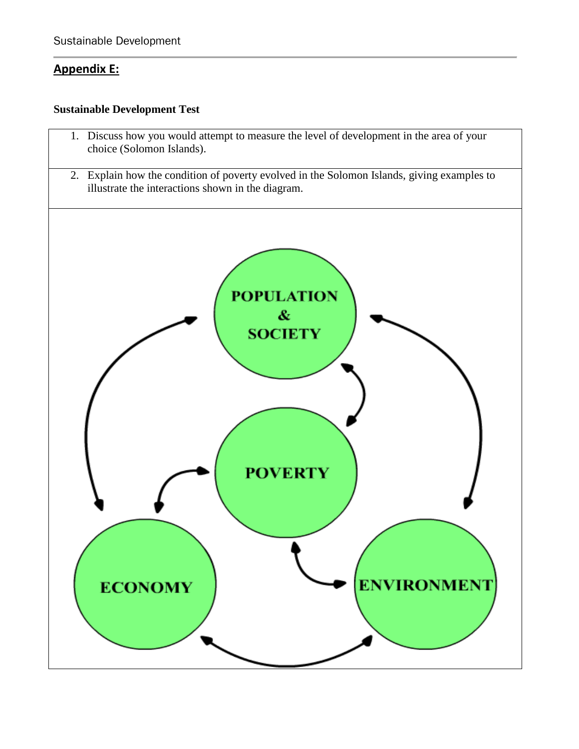## **Appendix E:**

**Sustainable Development Test**

1. Discuss how you would attempt to measure the level of development in the area of your choice (Solomon Islands).
2. Explain how the condition of poverty evolved in the Solomon Islands, giving examples to illustrate the interactions shown in the diagram.

POPULATION & SOCIETY

POVERTY

ECONOMY

ENVIRONMENT